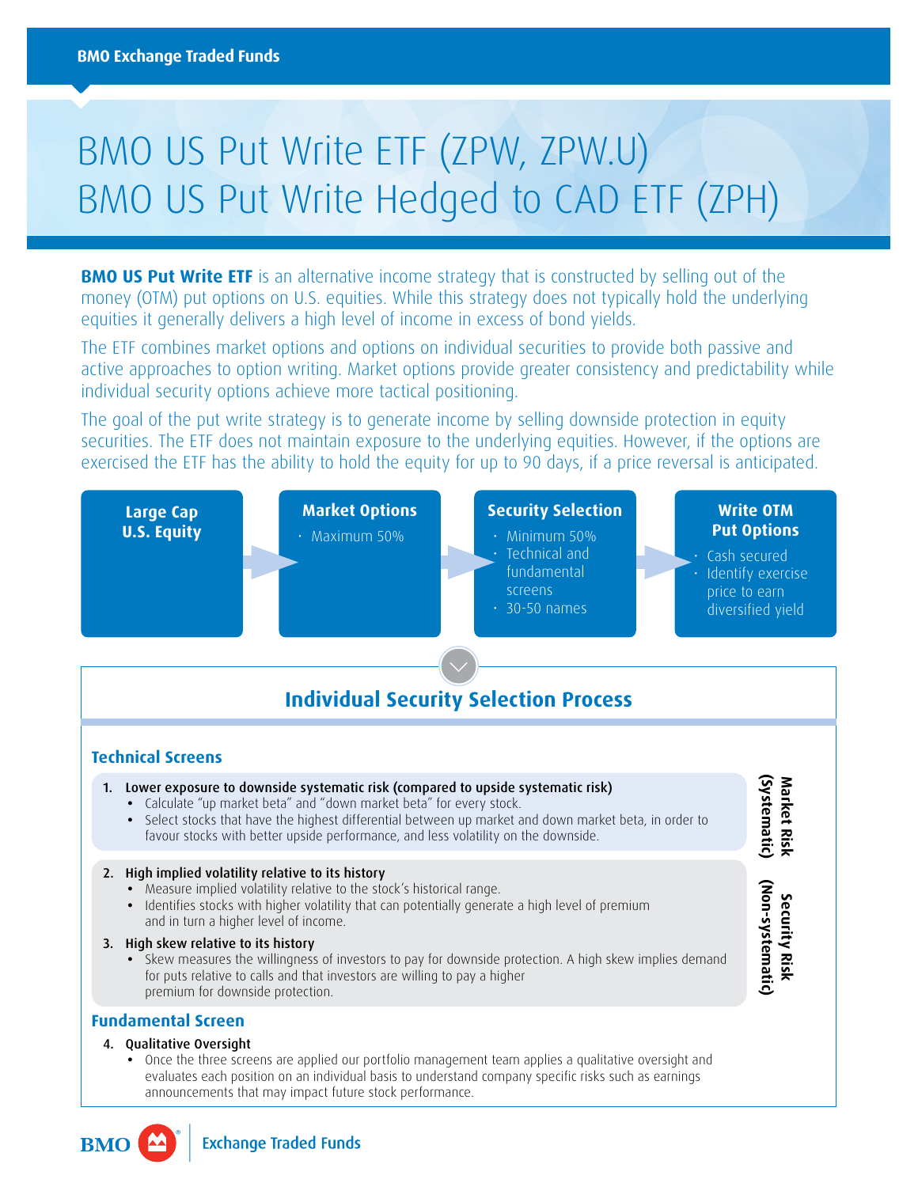# BMO US Put Write ETF (ZPW, ZPW.U)
# BMO US Put Write Hedged to CAD ETF (ZPH)

**BMO US Put Write ETF** is an alternative income strategy that is constructed by selling out of the money (OTM) put options on U.S. equities. While this strategy does not typically hold the underlying equities it generally delivers a high level of income in excess of bond yields.

The ETF combines market options and options on individual securities to provide both passive and active approaches to option writing. Market options provide greater consistency and predictability while individual security options achieve more tactical positioning.

The goal of the put write strategy is to generate income by selling downside protection in equity securities. The ETF does not maintain exposure to the underlying equities. However, if the options are exercised the ETF has the ability to hold the equity for up to 90 days, if a price reversal is anticipated.

**Large Cap U.S. Equity** → **Market Options**
- Maximum 50%

→ **Security Selection**
- Minimum 50%
- Technical and fundamental screens
- 30-50 names

→ **Write OTM Put Options**
- Cash secured
- Identify exercise price to earn diversified yield

## Individual Security Selection Process

### Technical Screens

*Market Risk (Systematic)*

1. **Lower exposure to downside systematic risk (compared to upside systematic risk)**
   - Calculate "up market beta" and "down market beta" for every stock.
   - Select stocks that have the highest differential between up market and down market beta, in order to favour stocks with better upside performance, and less volatility on the downside.

*Security Risk (Non-systematic)*

2. **High implied volatility relative to its history**
   - Measure implied volatility relative to the stock's historical range.
   - Identifies stocks with higher volatility that can potentially generate a high level of premium and in turn a higher level of income.
3. **High skew relative to its history**
   - Skew measures the willingness of investors to pay for downside protection. A high skew implies demand for puts relative to calls and that investors are willing to pay a higher premium for downside protection.

### Fundamental Screen

4. **Qualitative Oversight**
   - Once the three screens are applied our portfolio management team applies a qualitative oversight and evaluates each position on an individual basis to understand company specific risks such as earnings announcements that may impact future stock performance.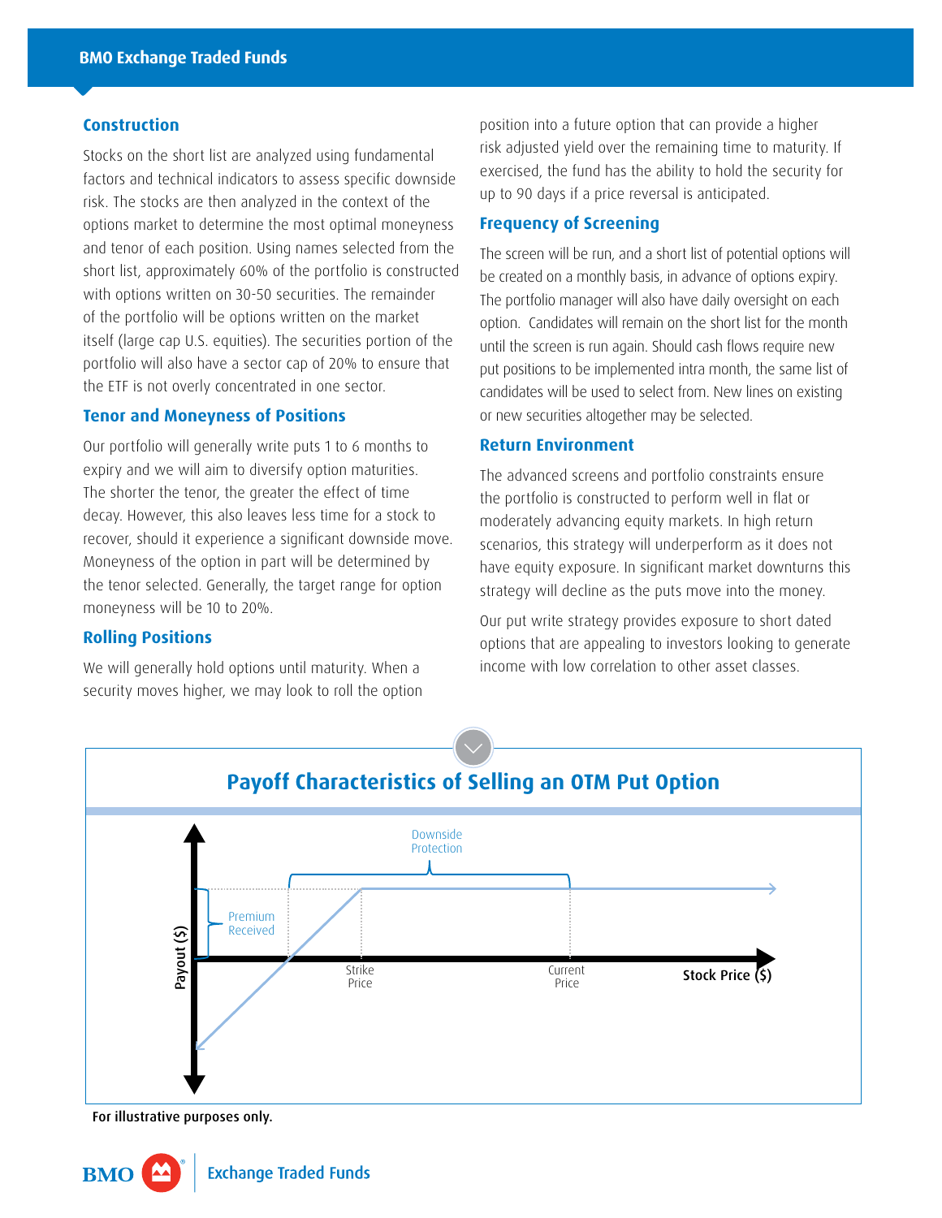## Construction

Stocks on the short list are analyzed using fundamental factors and technical indicators to assess specific downside risk. The stocks are then analyzed in the context of the options market to determine the most optimal moneyness and tenor of each position. Using names selected from the short list, approximately 60% of the portfolio is constructed with options written on 30-50 securities. The remainder of the portfolio will be options written on the market itself (large cap U.S. equities). The securities portion of the portfolio will also have a sector cap of 20% to ensure that the ETF is not overly concentrated in one sector.

## Tenor and Moneyness of Positions

Our portfolio will generally write puts 1 to 6 months to expiry and we will aim to diversify option maturities. The shorter the tenor, the greater the effect of time decay. However, this also leaves less time for a stock to recover, should it experience a significant downside move. Moneyness of the option in part will be determined by the tenor selected. Generally, the target range for option moneyness will be 10 to 20%.

## Rolling Positions

We will generally hold options until maturity. When a security moves higher, we may look to roll the option position into a future option that can provide a higher risk adjusted yield over the remaining time to maturity. If exercised, the fund has the ability to hold the security for up to 90 days if a price reversal is anticipated.

## Frequency of Screening

The screen will be run, and a short list of potential options will be created on a monthly basis, in advance of options expiry. The portfolio manager will also have daily oversight on each option. Candidates will remain on the short list for the month until the screen is run again. Should cash flows require new put positions to be implemented intra month, the same list of candidates will be used to select from. New lines on existing or new securities altogether may be selected.

## Return Environment

The advanced screens and portfolio constraints ensure the portfolio is constructed to perform well in flat or moderately advancing equity markets. In high return scenarios, this strategy will underperform as it does not have equity exposure. In significant market downturns this strategy will decline as the puts move into the money.

Our put write strategy provides exposure to short dated options that are appealing to investors looking to generate income with low correlation to other asset classes.

## Payoff Characteristics of Selling an OTM Put Option

Downside Protection

Premium Received

Payout ($)

Strike Price

Current Price

Stock Price ($)

**For illustrative purposes only.**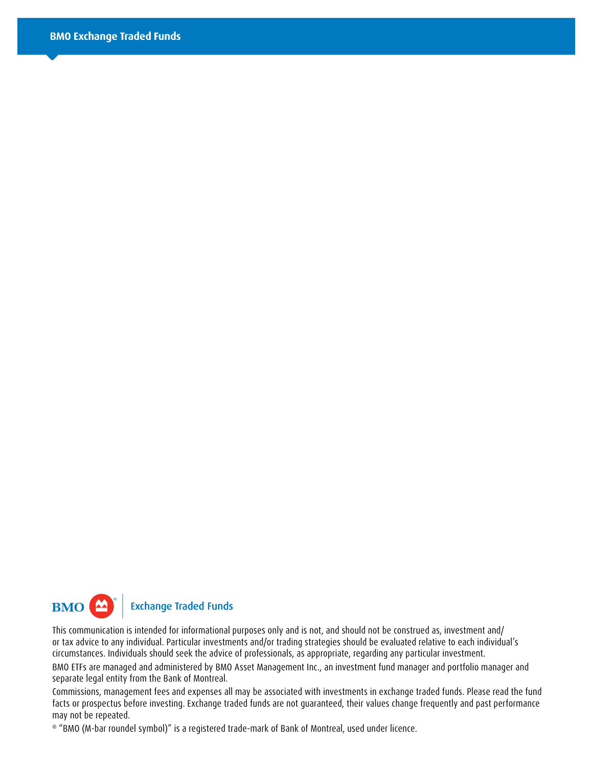BMO Exchange Traded Funds

This communication is intended for informational purposes only and is not, and should not be construed as, investment and/or tax advice to any individual. Particular investments and/or trading strategies should be evaluated relative to each individual's circumstances. Individuals should seek the advice of professionals, as appropriate, regarding any particular investment.

BMO ETFs are managed and administered by BMO Asset Management Inc., an investment fund manager and portfolio manager and separate legal entity from the Bank of Montreal.

Commissions, management fees and expenses all may be associated with investments in exchange traded funds. Please read the fund facts or prospectus before investing. Exchange traded funds are not guaranteed, their values change frequently and past performance may not be repeated.

® "BMO (M-bar roundel symbol)" is a registered trade-mark of Bank of Montreal, used under licence.